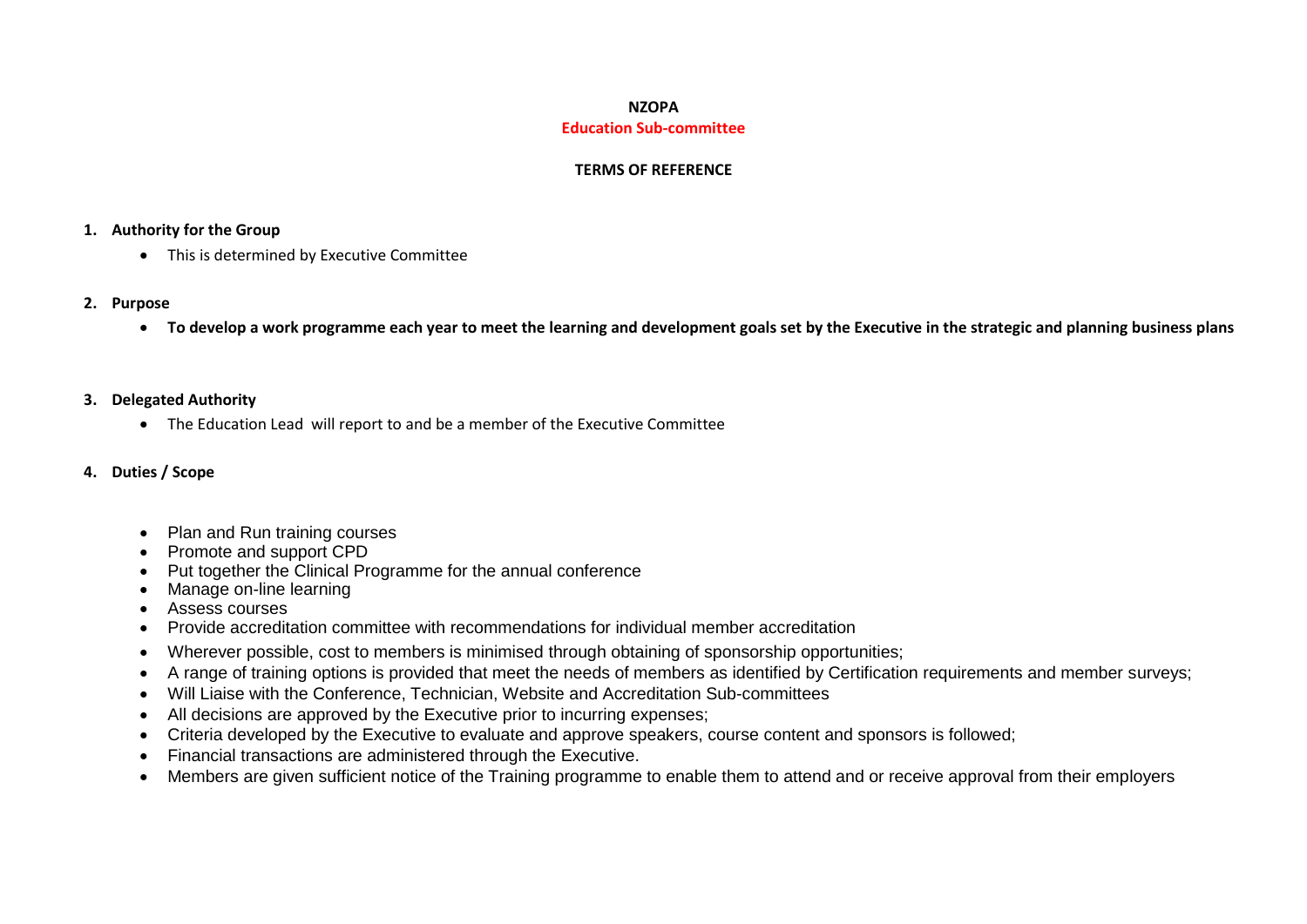# NZOPA

## Education Sub-committee

### TERMS OF REFERENCE

1. **Authority for the Group**
    - This is determined by Executive Committee

2. **Purpose**
    - **To develop a work programme each year to meet the learning and development goals set by the Executive in the strategic and planning business plans**

3. **Delegated Authority**
    - The Education Lead will report to and be a member of the Executive Committee

4. **Duties / Scope**
    - Plan and Run training courses
    - Promote and support CPD
    - Put together the Clinical Programme for the annual conference
    - Manage on-line learning
    - Assess courses
    - Provide accreditation committee with recommendations for individual member accreditation
    - Wherever possible, cost to members is minimised through obtaining of sponsorship opportunities;
    - A range of training options is provided that meet the needs of members as identified by Certification requirements and member surveys;
    - Will Liaise with the Conference, Technician, Website and Accreditation Sub-committees
    - All decisions are approved by the Executive prior to incurring expenses;
    - Criteria developed by the Executive to evaluate and approve speakers, course content and sponsors is followed;
    - Financial transactions are administered through the Executive.
    - Members are given sufficient notice of the Training programme to enable them to attend and or receive approval from their employers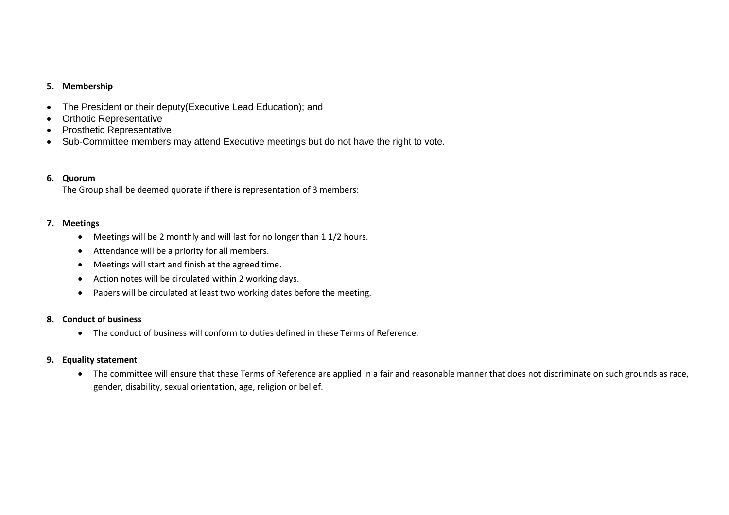## 5. Membership

- The President or their deputy(Executive Lead Education); and
- Orthotic Representative
- Prosthetic Representative
- Sub-Committee members may attend Executive meetings but do not have the right to vote.

## 6. Quorum

The Group shall be deemed quorate if there is representation of 3 members:

## 7. Meetings

- Meetings will be 2 monthly and will last for no longer than 1 1/2 hours.
- Attendance will be a priority for all members.
- Meetings will start and finish at the agreed time.
- Action notes will be circulated within 2 working days.
- Papers will be circulated at least two working dates before the meeting.

## 8. Conduct of business

- The conduct of business will conform to duties defined in these Terms of Reference.

## 9. Equality statement

- The committee will ensure that these Terms of Reference are applied in a fair and reasonable manner that does not discriminate on such grounds as race, gender, disability, sexual orientation, age, religion or belief.